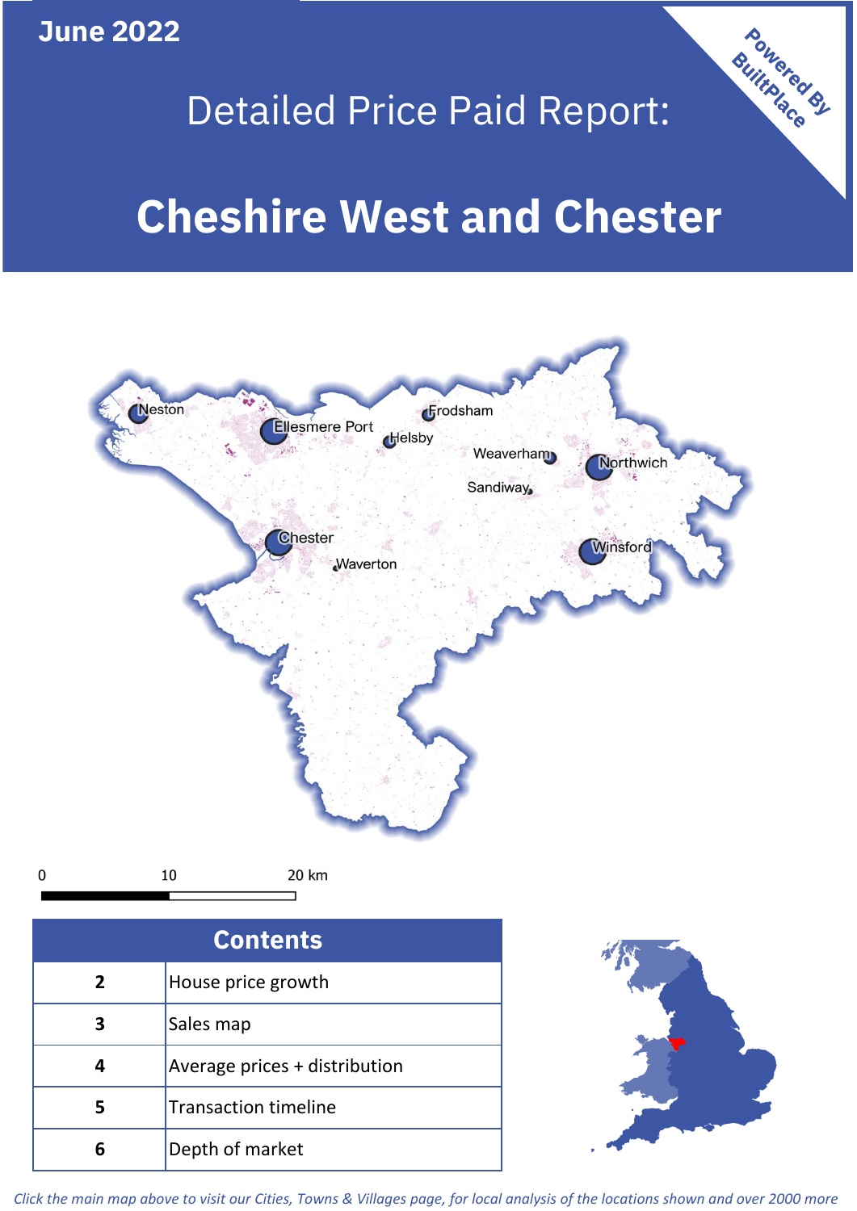June 2022

# Detailed Price Paid Report:

# Cheshire West and Chester

Powered By BuiltPlace

Neston, Ellesmere Port, Frodsham, Helsby, Weaverham, Northwich, Sandiway, Chester, Waverton, Winsford

0 10 20 km

| Contents | |
|---|---|
| 2 | House price growth |
| 3 | Sales map |
| 4 | Average prices + distribution |
| 5 | Transaction timeline |
| 6 | Depth of market |

*Click the main map above to visit our Cities, Towns & Villages page, for local analysis of the locations shown and over 2000 more*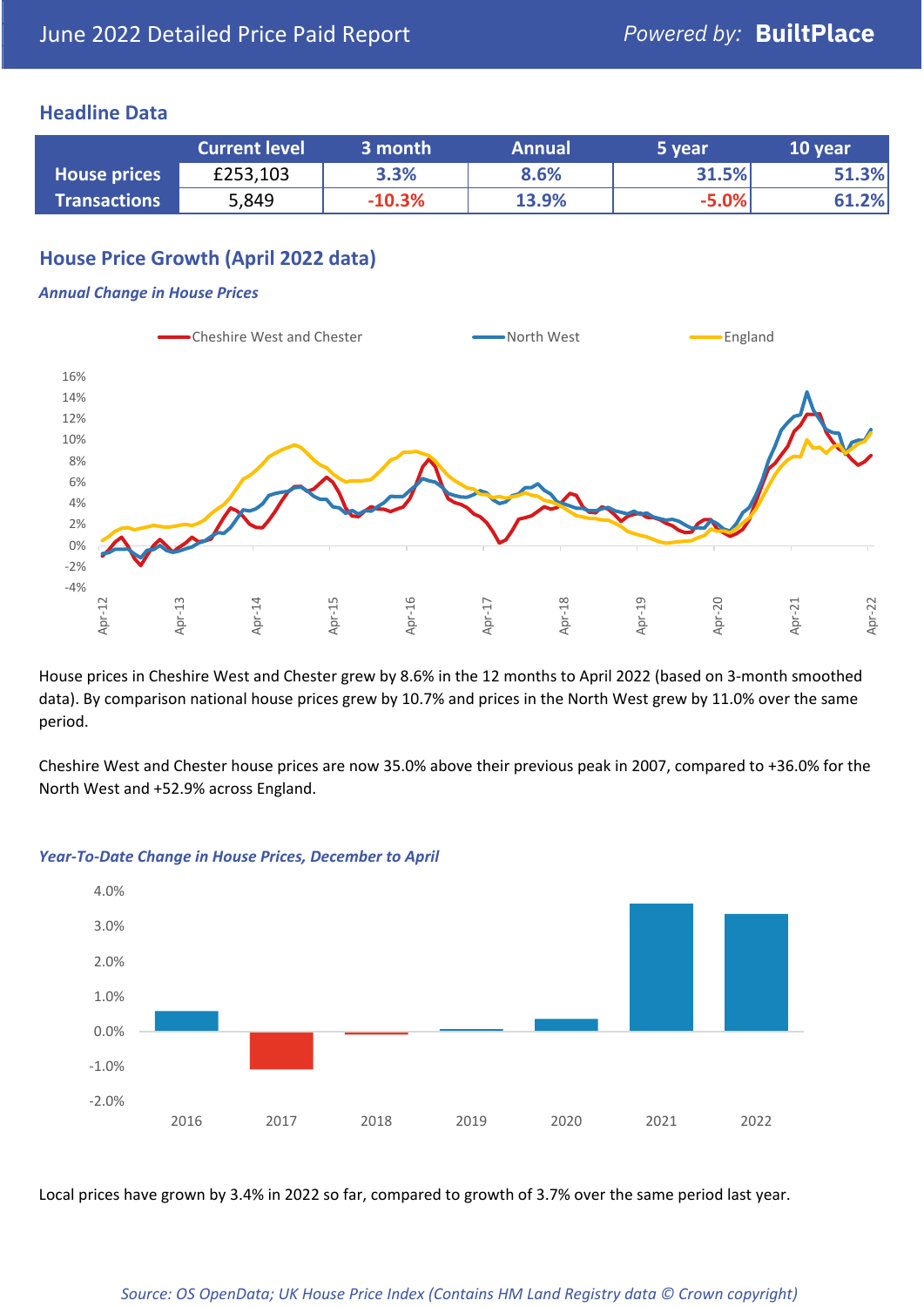## Headline Data

| | Current level | 3 month | Annual | 5 year | 10 year |
|---|---|---|---|---|---|
| **House prices** | £253,103 | 3.3% | 8.6% | 31.5% | 51.3% |
| **Transactions** | 5,849 | -10.3% | 13.9% | -5.0% | 61.2% |

## House Price Growth (April 2022 data)

### *Annual Change in House Prices*

House prices in Cheshire West and Chester grew by 8.6% in the 12 months to April 2022 (based on 3-month smoothed data). By comparison national house prices grew by 10.7% and prices in the North West grew by 11.0% over the same period.

Cheshire West and Chester house prices are now 35.0% above their previous peak in 2007, compared to +36.0% for the North West and +52.9% across England.

### *Year-To-Date Change in House Prices, December to April*

Local prices have grown by 3.4% in 2022 so far, compared to growth of 3.7% over the same period last year.

*Source: OS OpenData; UK House Price Index (Contains HM Land Registry data © Crown copyright)*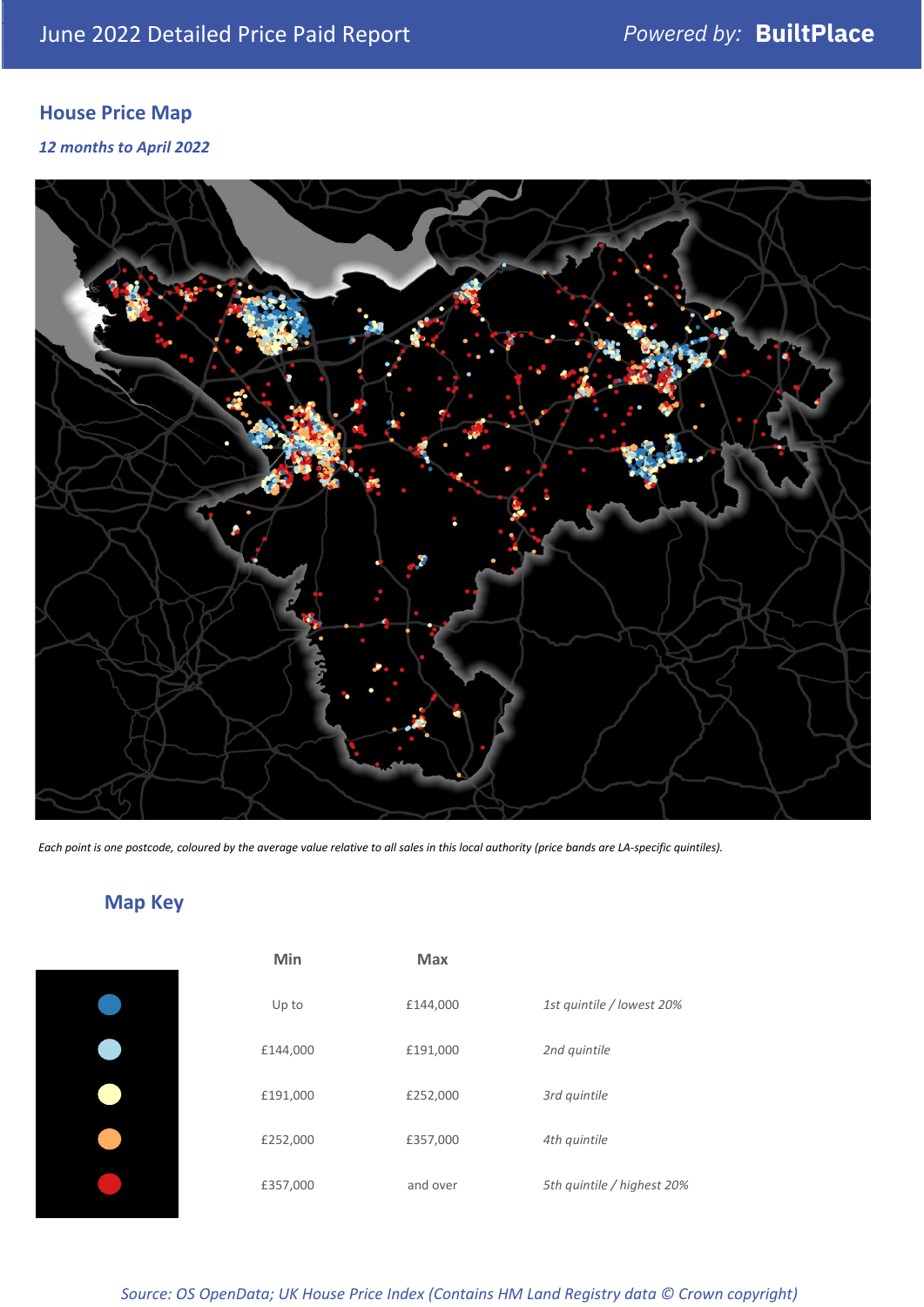June 2022 Detailed Price Paid Report

Powered by: **BuiltPlace**

## House Price Map

*12 months to April 2022*

*Each point is one postcode, coloured by the average value relative to all sales in this local authority (price bands are LA-specific quintiles).*

## Map Key

| | Min | Max | |
|---|---|---|---|
| | Up to | £144,000 | *1st quintile / lowest 20%* |
| | £144,000 | £191,000 | *2nd quintile* |
| | £191,000 | £252,000 | *3rd quintile* |
| | £252,000 | £357,000 | *4th quintile* |
| | £357,000 | and over | *5th quintile / highest 20%* |

*Source: OS OpenData; UK House Price Index (Contains HM Land Registry data © Crown copyright)*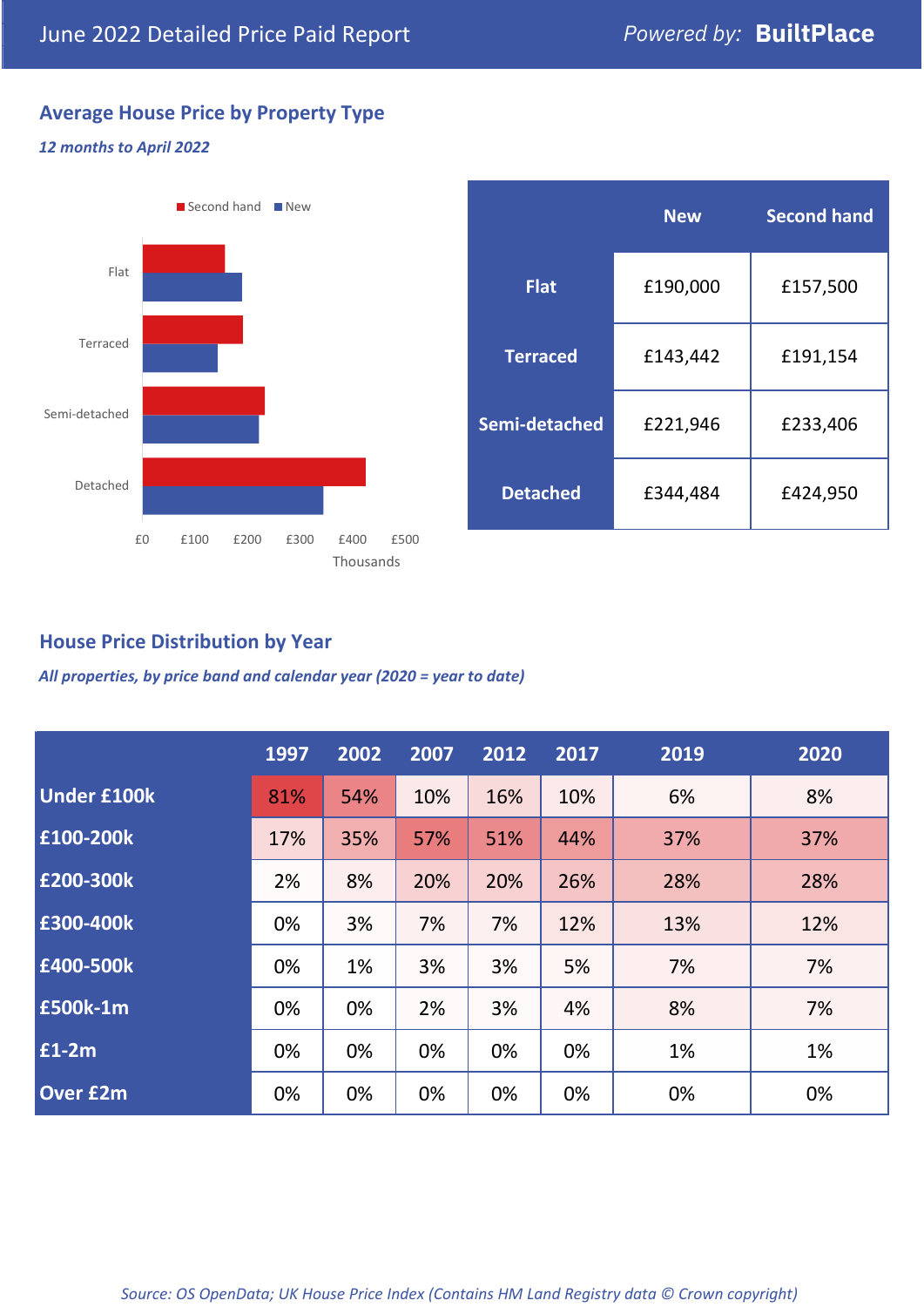June 2022 Detailed Price Paid Report — *Powered by:* **BuiltPlace**

## Average House Price by Property Type

***12 months to April 2022***

| | New | Second hand |
|---|---|---|
| **Flat** | £190,000 | £157,500 |
| **Terraced** | £143,442 | £191,154 |
| **Semi-detached** | £221,946 | £233,406 |
| **Detached** | £344,484 | £424,950 |

## House Price Distribution by Year

***All properties, by price band and calendar year (2020 = year to date)***

| | 1997 | 2002 | 2007 | 2012 | 2017 | 2019 | 2020 |
|---|---|---|---|---|---|---|---|
| **Under £100k** | 81% | 54% | 10% | 16% | 10% | 6% | 8% |
| **£100-200k** | 17% | 35% | 57% | 51% | 44% | 37% | 37% |
| **£200-300k** | 2% | 8% | 20% | 20% | 26% | 28% | 28% |
| **£300-400k** | 0% | 3% | 7% | 7% | 12% | 13% | 12% |
| **£400-500k** | 0% | 1% | 3% | 3% | 5% | 7% | 7% |
| **£500k-1m** | 0% | 0% | 2% | 3% | 4% | 8% | 7% |
| **£1-2m** | 0% | 0% | 0% | 0% | 0% | 1% | 1% |
| **Over £2m** | 0% | 0% | 0% | 0% | 0% | 0% | 0% |

*Source: OS OpenData; UK House Price Index (Contains HM Land Registry data © Crown copyright)*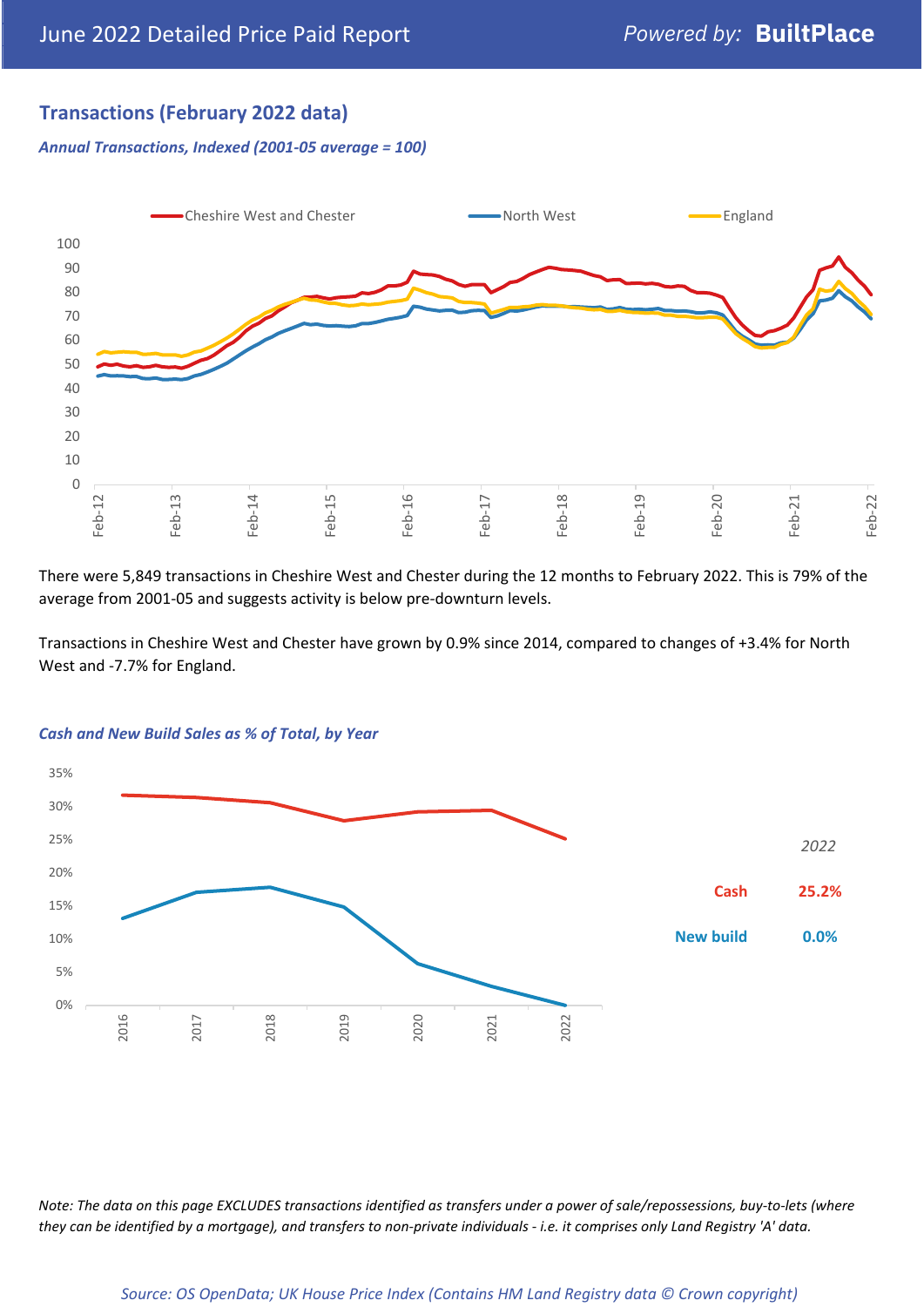## Transactions (February 2022 data)

*Annual Transactions, Indexed (2001-05 average = 100)*

There were 5,849 transactions in Cheshire West and Chester during the 12 months to February 2022. This is 79% of the average from 2001-05 and suggests activity is below pre-downturn levels.

Transactions in Cheshire West and Chester have grown by 0.9% since 2014, compared to changes of +3.4% for North West and -7.7% for England.

*Cash and New Build Sales as % of Total, by Year*

| 2022 | |
|---|---|
| Cash | 25.2% |
| New build | 0.0% |

*Note: The data on this page EXCLUDES transactions identified as transfers under a power of sale/repossessions, buy-to-lets (where they can be identified by a mortgage), and transfers to non-private individuals - i.e. it comprises only Land Registry 'A' data.*

*Source: OS OpenData; UK House Price Index (Contains HM Land Registry data © Crown copyright)*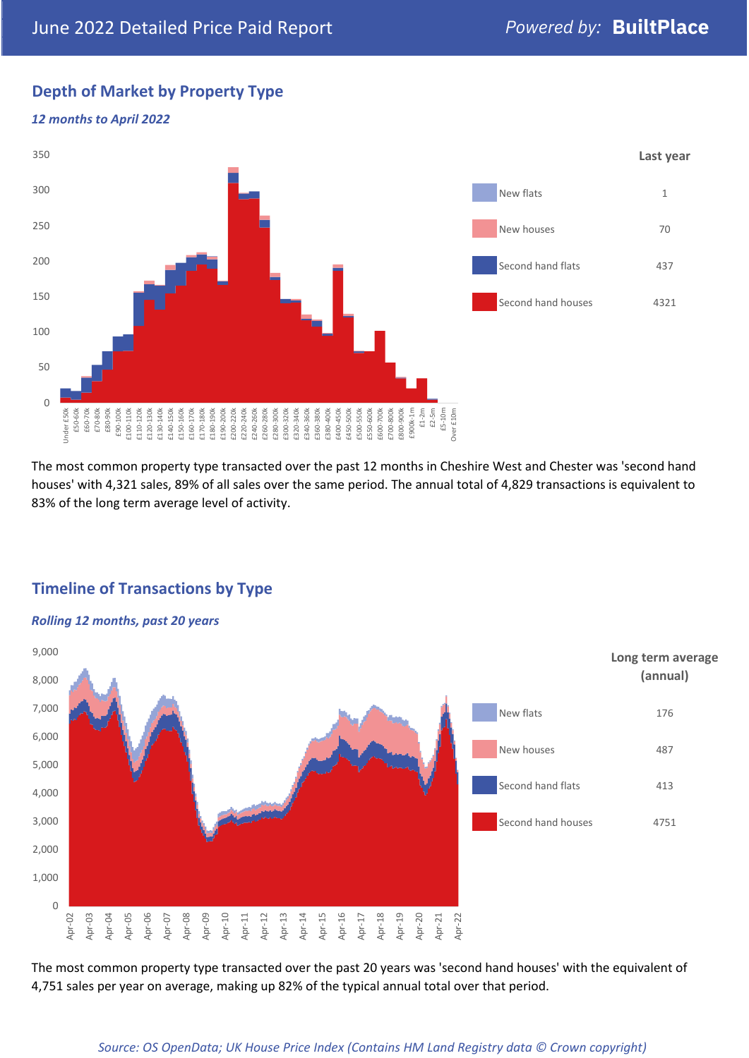June 2022 Detailed Price Paid Report

Powered by: **BuiltPlace**

## Depth of Market by Property Type

*12 months to April 2022*

350
300
250
200
150
100
50
0

Under £50k, £50-60k, £60-70k, £70-80k, £80-90k, £90-100k, £100-110k, £110-120k, £120-130k, £130-140k, £140-150k, £150-160k, £160-170k, £170-180k, £180-190k, £190-200k, £200-220k, £220-240k, £240-260k, £260-280k, £280-300k, £300-320k, £320-340k, £340-360k, £360-380k, £380-400k, £400-450k, £450-500k, £500-550k, £550-600k, £600-700k, £700-800k, £800-900k, £900k-1m, £1-2m, £2-5m, £5-10m, Over £10m

Last year

New flats 1

New houses 70

Second hand flats 437

Second hand houses 4321

The most common property type transacted over the past 12 months in Cheshire West and Chester was 'second hand houses' with 4,321 sales, 89% of all sales over the same period. The annual total of 4,829 transactions is equivalent to 83% of the long term average level of activity.

## Timeline of Transactions by Type

*Rolling 12 months, past 20 years*

9,000
8,000
7,000
6,000
5,000
4,000
3,000
2,000
1,000
0

Apr-02, Apr-03, Apr-04, Apr-05, Apr-06, Apr-07, Apr-08, Apr-09, Apr-10, Apr-11, Apr-12, Apr-13, Apr-14, Apr-15, Apr-16, Apr-17, Apr-18, Apr-19, Apr-20, Apr-21, Apr-22

Long term average (annual)

New flats 176

New houses 487

Second hand flats 413

Second hand houses 4751

The most common property type transacted over the past 20 years was 'second hand houses' with the equivalent of 4,751 sales per year on average, making up 82% of the typical annual total over that period.

*Source: OS OpenData; UK House Price Index (Contains HM Land Registry data © Crown copyright)*